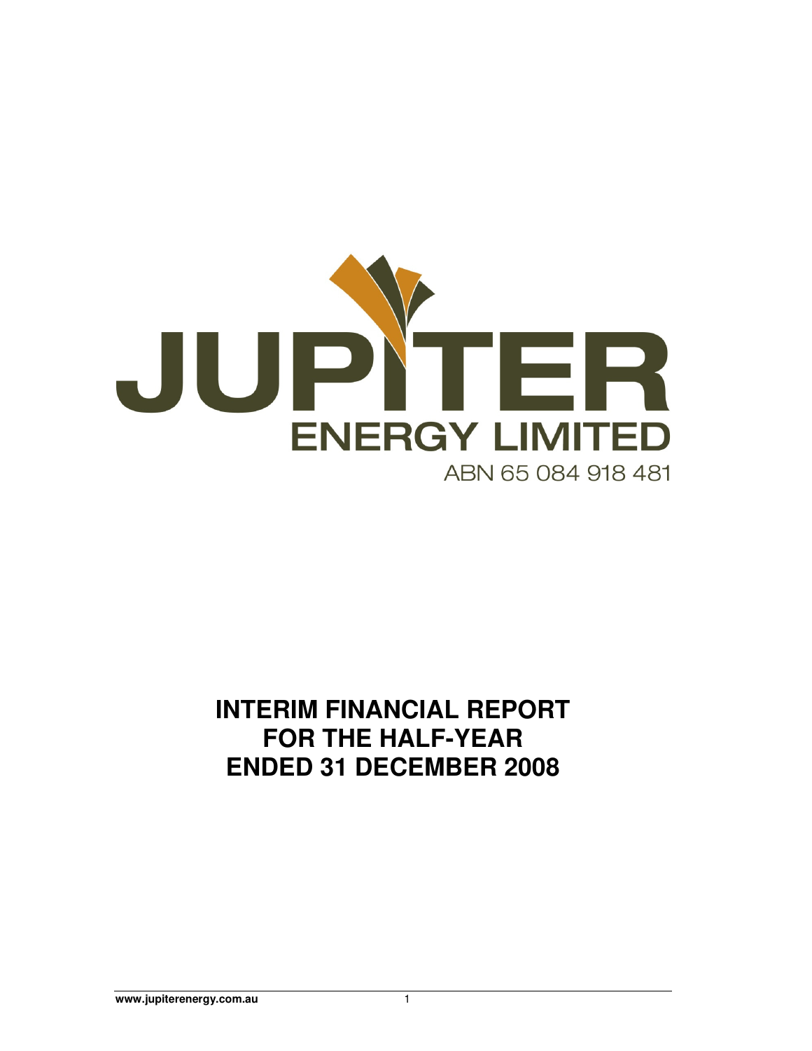# JUPITER ENERGY LIMITED

ABN 65 084 918 481

# INTERIM FINANCIAL REPORT FOR THE HALF-YEAR ENDED 31 DECEMBER 2008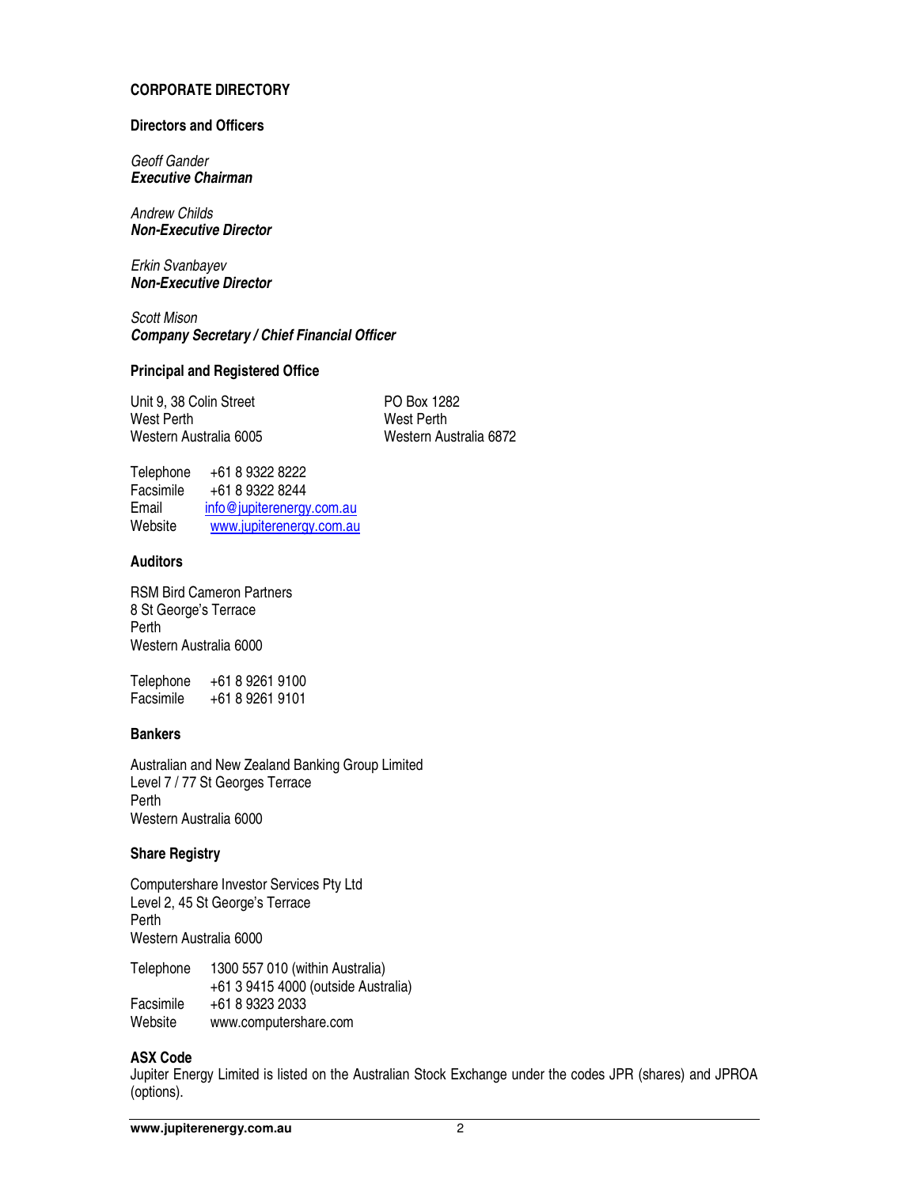## CORPORATE DIRECTORY

### Directors and Officers

*Geoff Gander*
***Executive Chairman***

*Andrew Childs*
***Non-Executive Director***

*Erkin Svanbayev*
***Non-Executive Director***

*Scott Mison*
***Company Secretary / Chief Financial Officer***

### Principal and Registered Office

Unit 9, 38 Colin Street
West Perth
Western Australia 6005

PO Box 1282
West Perth
Western Australia 6872

Telephone +61 8 9322 8222
Facsimile +61 8 9322 8244
Email info@jupiterenergy.com.au
Website www.jupiterenergy.com.au

### Auditors

RSM Bird Cameron Partners
8 St George's Terrace
Perth
Western Australia 6000

Telephone +61 8 9261 9100
Facsimile +61 8 9261 9101

### Bankers

Australian and New Zealand Banking Group Limited
Level 7 / 77 St Georges Terrace
Perth
Western Australia 6000

### Share Registry

Computershare Investor Services Pty Ltd
Level 2, 45 St George's Terrace
Perth
Western Australia 6000

Telephone 1300 557 010 (within Australia)
+61 3 9415 4000 (outside Australia)
Facsimile +61 8 9323 2033
Website www.computershare.com

### ASX Code

Jupiter Energy Limited is listed on the Australian Stock Exchange under the codes JPR (shares) and JPROA (options).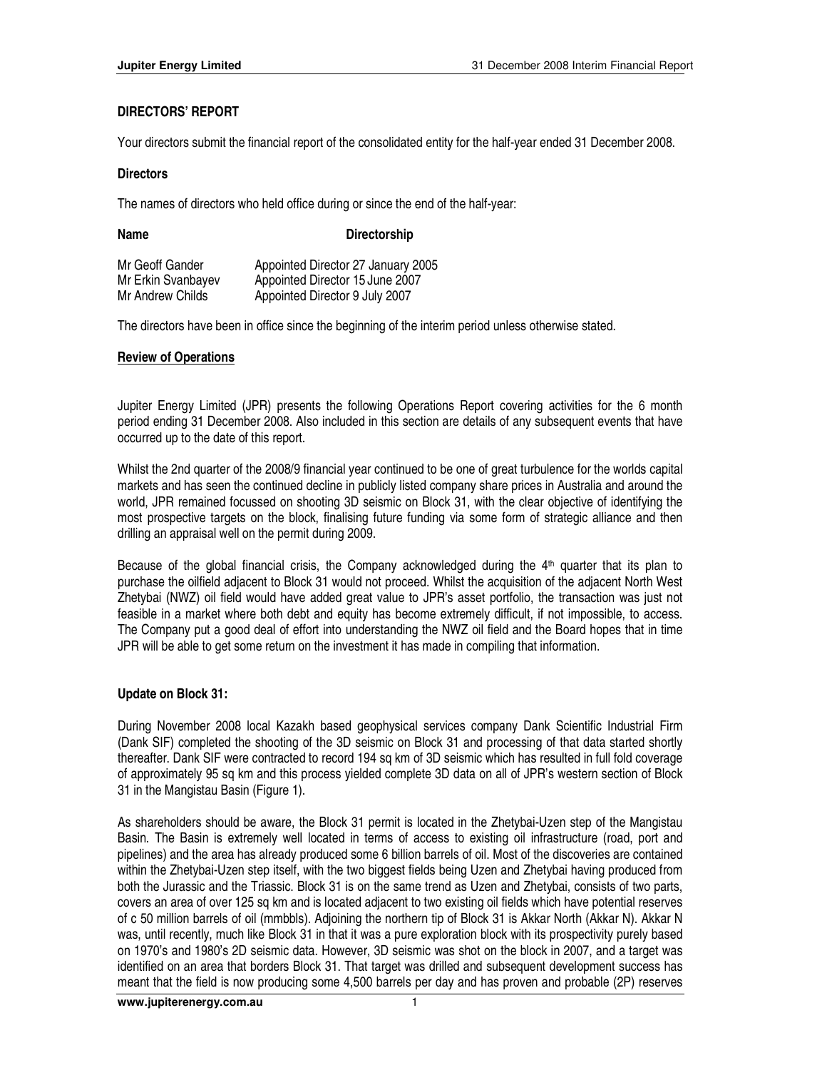## DIRECTORS' REPORT

Your directors submit the financial report of the consolidated entity for the half-year ended 31 December 2008.

### Directors

The names of directors who held office during or since the end of the half-year:

| Name | Directorship |
|---|---|
| Mr Geoff Gander | Appointed Director 27 January 2005 |
| Mr Erkin Svanbayev | Appointed Director 15 June 2007 |
| Mr Andrew Childs | Appointed Director 9 July 2007 |

The directors have been in office since the beginning of the interim period unless otherwise stated.

### Review of Operations

Jupiter Energy Limited (JPR) presents the following Operations Report covering activities for the 6 month period ending 31 December 2008. Also included in this section are details of any subsequent events that have occurred up to the date of this report.

Whilst the 2nd quarter of the 2008/9 financial year continued to be one of great turbulence for the worlds capital markets and has seen the continued decline in publicly listed company share prices in Australia and around the world, JPR remained focussed on shooting 3D seismic on Block 31, with the clear objective of identifying the most prospective targets on the block, finalising future funding via some form of strategic alliance and then drilling an appraisal well on the permit during 2009.

Because of the global financial crisis, the Company acknowledged during the 4th quarter that its plan to purchase the oilfield adjacent to Block 31 would not proceed. Whilst the acquisition of the adjacent North West Zhetybai (NWZ) oil field would have added great value to JPR's asset portfolio, the transaction was just not feasible in a market where both debt and equity has become extremely difficult, if not impossible, to access. The Company put a good deal of effort into understanding the NWZ oil field and the Board hopes that in time JPR will be able to get some return on the investment it has made in compiling that information.

### Update on Block 31:

During November 2008 local Kazakh based geophysical services company Dank Scientific Industrial Firm (Dank SIF) completed the shooting of the 3D seismic on Block 31 and processing of that data started shortly thereafter. Dank SIF were contracted to record 194 sq km of 3D seismic which has resulted in full fold coverage of approximately 95 sq km and this process yielded complete 3D data on all of JPR's western section of Block 31 in the Mangistau Basin (Figure 1).

As shareholders should be aware, the Block 31 permit is located in the Zhetybai-Uzen step of the Mangistau Basin. The Basin is extremely well located in terms of access to existing oil infrastructure (road, port and pipelines) and the area has already produced some 6 billion barrels of oil. Most of the discoveries are contained within the Zhetybai-Uzen step itself, with the two biggest fields being Uzen and Zhetybai having produced from both the Jurassic and the Triassic. Block 31 is on the same trend as Uzen and Zhetybai, consists of two parts, covers an area of over 125 sq km and is located adjacent to two existing oil fields which have potential reserves of c 50 million barrels of oil (mmbbls). Adjoining the northern tip of Block 31 is Akkar North (Akkar N). Akkar N was, until recently, much like Block 31 in that it was a pure exploration block with its prospectivity purely based on 1970's and 1980's 2D seismic data. However, 3D seismic was shot on the block in 2007, and a target was identified on an area that borders Block 31. That target was drilled and subsequent development success has meant that the field is now producing some 4,500 barrels per day and has proven and probable (2P) reserves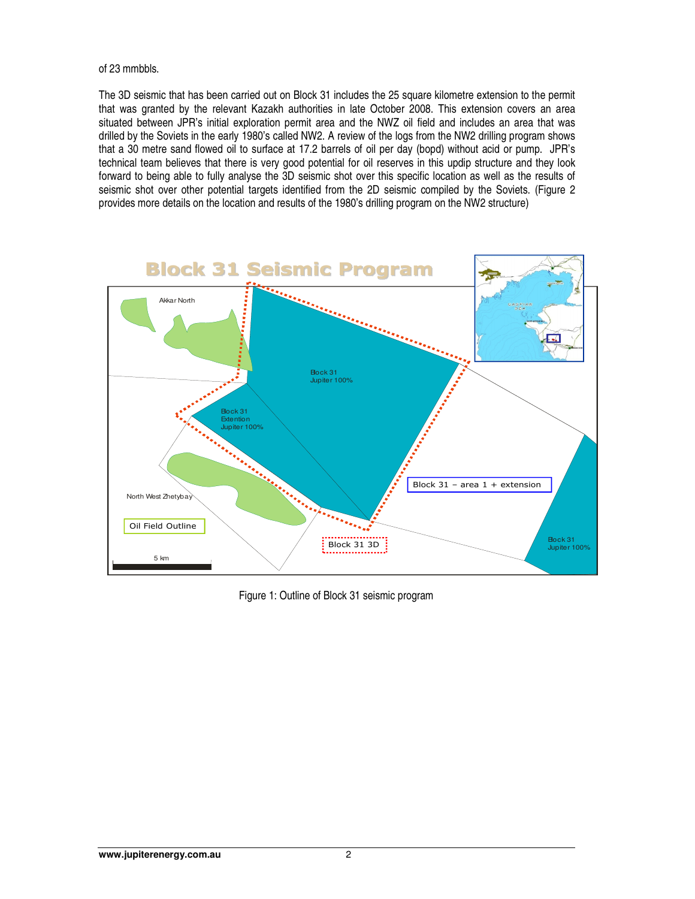of 23 mmbbls.

The 3D seismic that has been carried out on Block 31 includes the 25 square kilometre extension to the permit that was granted by the relevant Kazakh authorities in late October 2008. This extension covers an area situated between JPR's initial exploration permit area and the NWZ oil field and includes an area that was drilled by the Soviets in the early 1980's called NW2. A review of the logs from the NW2 drilling program shows that a 30 metre sand flowed oil to surface at 17.2 barrels of oil per day (bopd) without acid or pump. JPR's technical team believes that there is very good potential for oil reserves in this updip structure and they look forward to being able to fully analyse the 3D seismic shot over this specific location as well as the results of seismic shot over other potential targets identified from the 2D seismic compiled by the Soviets. (Figure 2 provides more details on the location and results of the 1980's drilling program on the NW2 structure)

Figure 1: Outline of Block 31 seismic program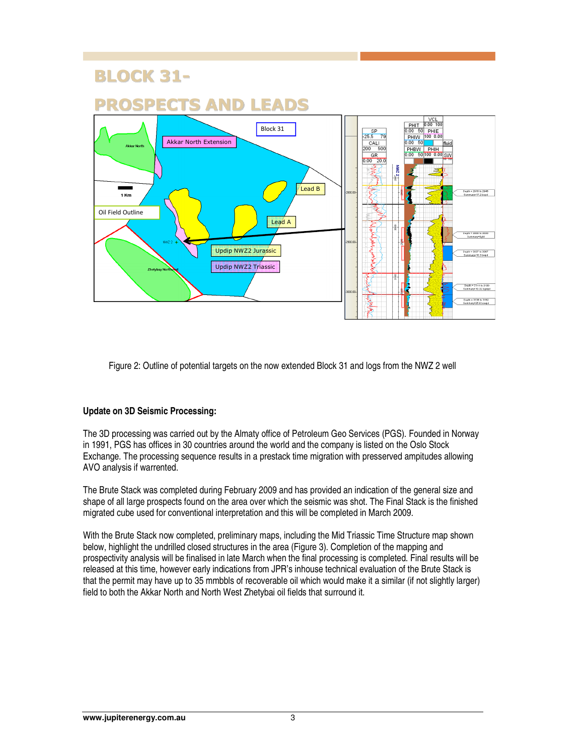# BLOCK 31-

# PROSPECTS AND LEADS

Figure 2: Outline of potential targets on the now extended Block 31 and logs from the NWZ 2 well

**Update on 3D Seismic Processing:**

The 3D processing was carried out by the Almaty office of Petroleum Geo Services (PGS). Founded in Norway in 1991, PGS has offices in 30 countries around the world and the company is listed on the Oslo Stock Exchange. The processing sequence results in a prestack time migration with presserved ampitudes allowing AVO analysis if warrented.

The Brute Stack was completed during February 2009 and has provided an indication of the general size and shape of all large prospects found on the area over which the seismic was shot. The Final Stack is the finished migrated cube used for conventional interpretation and this will be completed in March 2009.

With the Brute Stack now completed, preliminary maps, including the Mid Triassic Time Structure map shown below, highlight the undrilled closed structures in the area (Figure 3). Completion of the mapping and prospectivity analysis will be finalised in late March when the final processing is completed. Final results will be released at this time, however early indications from JPR's inhouse technical evaluation of the Brute Stack is that the permit may have up to 35 mmbbls of recoverable oil which would make it a similar (if not slightly larger) field to both the Akkar North and North West Zhetybai oil fields that surround it.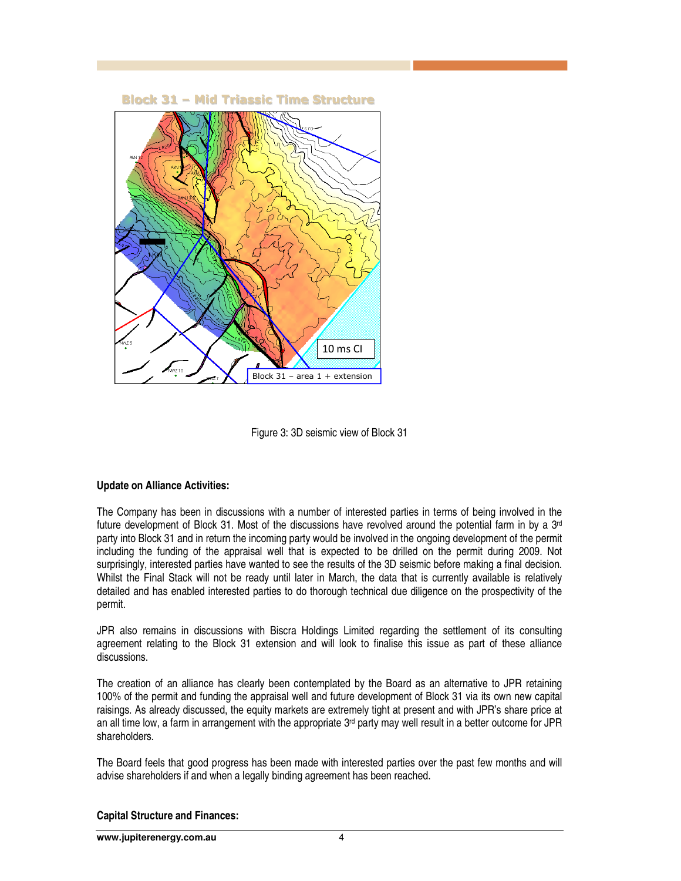Figure 3: 3D seismic view of Block 31

**Update on Alliance Activities:**

The Company has been in discussions with a number of interested parties in terms of being involved in the future development of Block 31. Most of the discussions have revolved around the potential farm in by a 3rd party into Block 31 and in return the incoming party would be involved in the ongoing development of the permit including the funding of the appraisal well that is expected to be drilled on the permit during 2009. Not surprisingly, interested parties have wanted to see the results of the 3D seismic before making a final decision. Whilst the Final Stack will not be ready until later in March, the data that is currently available is relatively detailed and has enabled interested parties to do thorough technical due diligence on the prospectivity of the permit.

JPR also remains in discussions with Biscra Holdings Limited regarding the settlement of its consulting agreement relating to the Block 31 extension and will look to finalise this issue as part of these alliance discussions.

The creation of an alliance has clearly been contemplated by the Board as an alternative to JPR retaining 100% of the permit and funding the appraisal well and future development of Block 31 via its own new capital raisings. As already discussed, the equity markets are extremely tight at present and with JPR's share price at an all time low, a farm in arrangement with the appropriate 3rd party may well result in a better outcome for JPR shareholders.

The Board feels that good progress has been made with interested parties over the past few months and will advise shareholders if and when a legally binding agreement has been reached.

**Capital Structure and Finances:**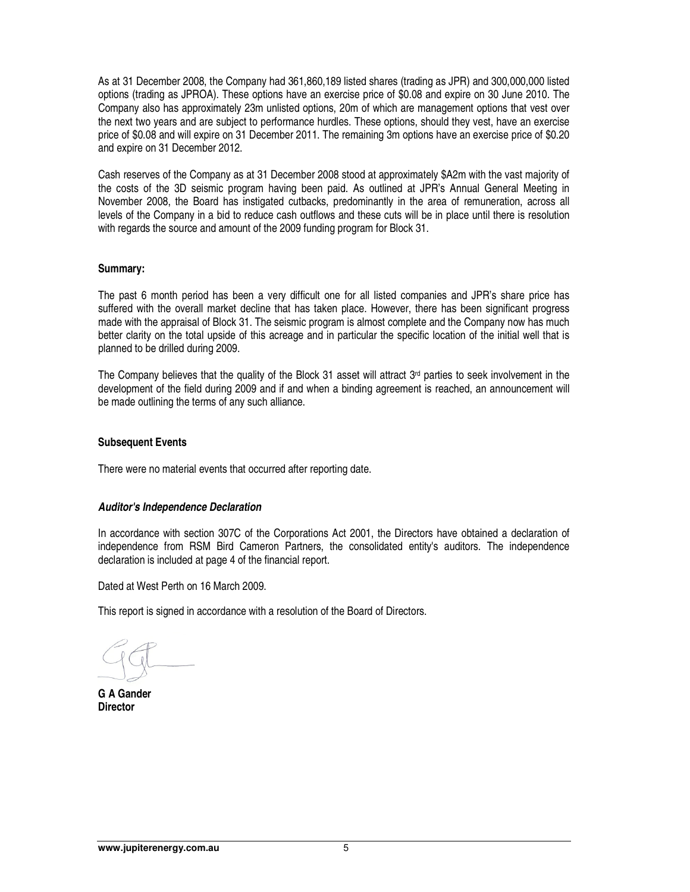As at 31 December 2008, the Company had 361,860,189 listed shares (trading as JPR) and 300,000,000 listed options (trading as JPROA). These options have an exercise price of $0.08 and expire on 30 June 2010. The Company also has approximately 23m unlisted options, 20m of which are management options that vest over the next two years and are subject to performance hurdles. These options, should they vest, have an exercise price of $0.08 and will expire on 31 December 2011. The remaining 3m options have an exercise price of $0.20 and expire on 31 December 2012.

Cash reserves of the Company as at 31 December 2008 stood at approximately $A2m with the vast majority of the costs of the 3D seismic program having been paid. As outlined at JPR's Annual General Meeting in November 2008, the Board has instigated cutbacks, predominantly in the area of remuneration, across all levels of the Company in a bid to reduce cash outflows and these cuts will be in place until there is resolution with regards the source and amount of the 2009 funding program for Block 31.

**Summary:**

The past 6 month period has been a very difficult one for all listed companies and JPR's share price has suffered with the overall market decline that has taken place. However, there has been significant progress made with the appraisal of Block 31. The seismic program is almost complete and the Company now has much better clarity on the total upside of this acreage and in particular the specific location of the initial well that is planned to be drilled during 2009.

The Company believes that the quality of the Block 31 asset will attract 3rd parties to seek involvement in the development of the field during 2009 and if and when a binding agreement is reached, an announcement will be made outlining the terms of any such alliance.

**Subsequent Events**

There were no material events that occurred after reporting date.

***Auditor's Independence Declaration***

In accordance with section 307C of the Corporations Act 2001, the Directors have obtained a declaration of independence from RSM Bird Cameron Partners, the consolidated entity's auditors. The independence declaration is included at page 4 of the financial report.

Dated at West Perth on 16 March 2009.

This report is signed in accordance with a resolution of the Board of Directors.

**G A Gander**
**Director**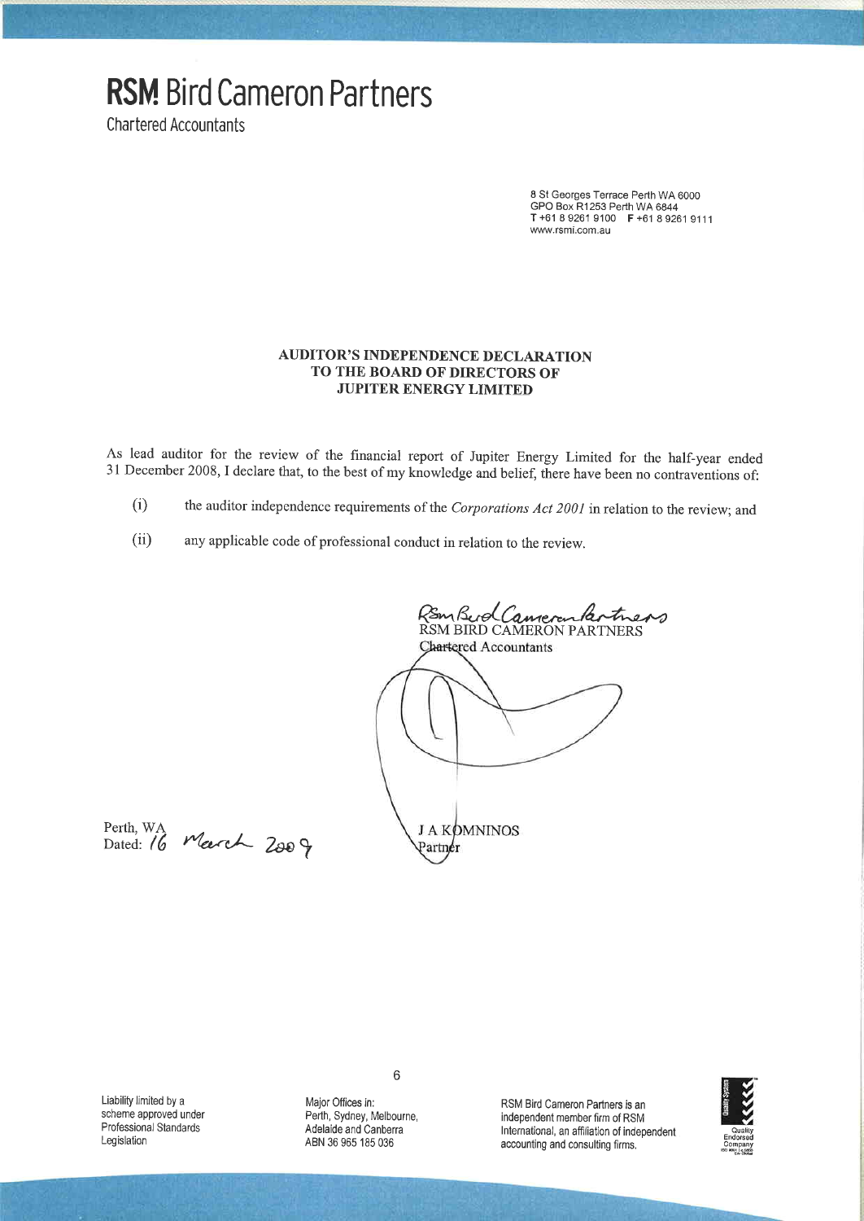# RSM Bird Cameron Partners

Chartered Accountants

8 St Georges Terrace Perth WA 6000
GPO Box R1253 Perth WA 6844
T +61 8 9261 9100 F +61 8 9261 9111
www.rsmi.com.au

## AUDITOR'S INDEPENDENCE DECLARATION TO THE BOARD OF DIRECTORS OF JUPITER ENERGY LIMITED

As lead auditor for the review of the financial report of Jupiter Energy Limited for the half-year ended 31 December 2008, I declare that, to the best of my knowledge and belief, there have been no contraventions of:

(i) the auditor independence requirements of the *Corporations Act 2001* in relation to the review; and

(ii) any applicable code of professional conduct in relation to the review.

RSM BIRD CAMERON PARTNERS
Chartered Accountants

J A KOMNINOS
Partner

Perth, WA
Dated: 16 March 2009

Liability limited by a scheme approved under Professional Standards Legislation

Major Offices in: Perth, Sydney, Melbourne, Adelaide and Canberra
ABN 36 965 185 036

RSM Bird Cameron Partners is an independent member firm of RSM International, an affiliation of independent accounting and consulting firms.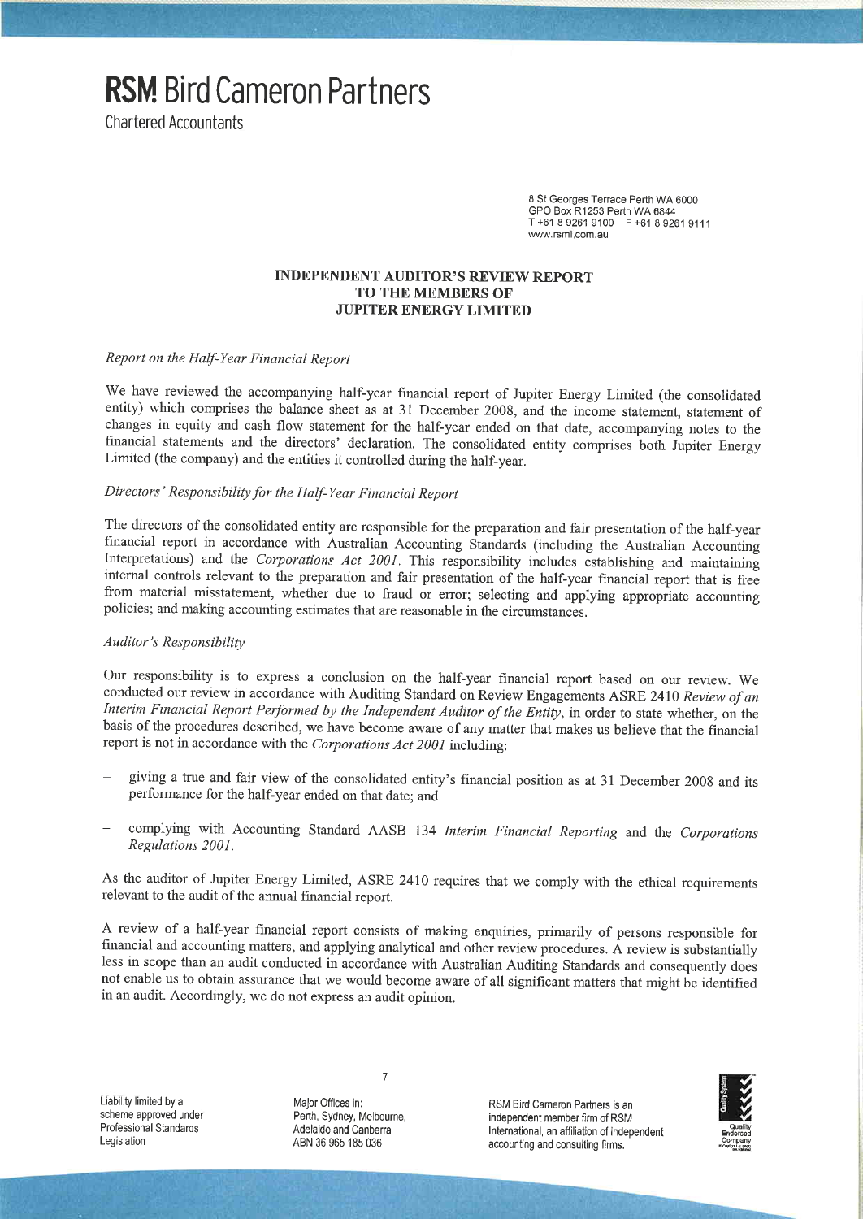# RSM Bird Cameron Partners

Chartered Accountants

8 St Georges Terrace Perth WA 6000
GPO Box R1253 Perth WA 6844
T +61 8 9261 9100 F +61 8 9261 9111
www.rsmi.com.au

**INDEPENDENT AUDITOR'S REVIEW REPORT**
**TO THE MEMBERS OF**
**JUPITER ENERGY LIMITED**

*Report on the Half-Year Financial Report*

We have reviewed the accompanying half-year financial report of Jupiter Energy Limited (the consolidated entity) which comprises the balance sheet as at 31 December 2008, and the income statement, statement of changes in equity and cash flow statement for the half-year ended on that date, accompanying notes to the financial statements and the directors' declaration. The consolidated entity comprises both Jupiter Energy Limited (the company) and the entities it controlled during the half-year.

*Directors' Responsibility for the Half-Year Financial Report*

The directors of the consolidated entity are responsible for the preparation and fair presentation of the half-year financial report in accordance with Australian Accounting Standards (including the Australian Accounting Interpretations) and the *Corporations Act 2001*. This responsibility includes establishing and maintaining internal controls relevant to the preparation and fair presentation of the half-year financial report that is free from material misstatement, whether due to fraud or error; selecting and applying appropriate accounting policies; and making accounting estimates that are reasonable in the circumstances.

*Auditor's Responsibility*

Our responsibility is to express a conclusion on the half-year financial report based on our review. We conducted our review in accordance with Auditing Standard on Review Engagements ASRE 2410 *Review of an Interim Financial Report Performed by the Independent Auditor of the Entity*, in order to state whether, on the basis of the procedures described, we have become aware of any matter that makes us believe that the financial report is not in accordance with the *Corporations Act 2001* including:

- giving a true and fair view of the consolidated entity's financial position as at 31 December 2008 and its performance for the half-year ended on that date; and
- complying with Accounting Standard AASB 134 *Interim Financial Reporting* and the *Corporations Regulations 2001*.

As the auditor of Jupiter Energy Limited, ASRE 2410 requires that we comply with the ethical requirements relevant to the audit of the annual financial report.

A review of a half-year financial report consists of making enquiries, primarily of persons responsible for financial and accounting matters, and applying analytical and other review procedures. A review is substantially less in scope than an audit conducted in accordance with Australian Auditing Standards and consequently does not enable us to obtain assurance that we would become aware of all significant matters that might be identified in an audit. Accordingly, we do not express an audit opinion.

Liability limited by a scheme approved under Professional Standards Legislation

Major Offices in: Perth, Sydney, Melbourne, Adelaide and Canberra ABN 36 965 185 036

RSM Bird Cameron Partners is an independent member firm of RSM International, an affiliation of independent accounting and consulting firms.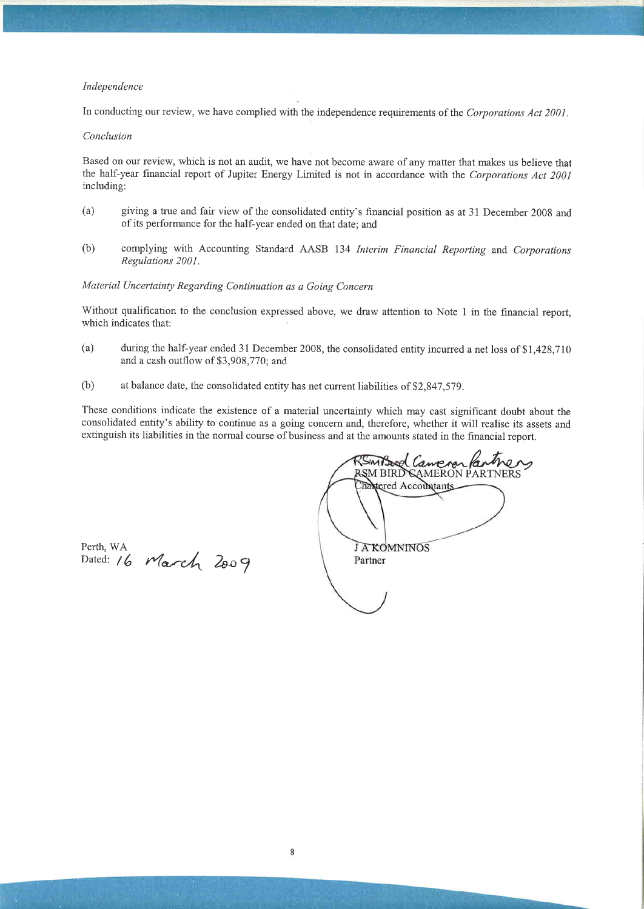*Independence*

In conducting our review, we have complied with the independence requirements of the *Corporations Act 2001*.

*Conclusion*

Based on our review, which is not an audit, we have not become aware of any matter that makes us believe that the half-year financial report of Jupiter Energy Limited is not in accordance with the *Corporations Act 2001* including:

(a) giving a true and fair view of the consolidated entity's financial position as at 31 December 2008 and of its performance for the half-year ended on that date; and

(b) complying with Accounting Standard AASB 134 *Interim Financial Reporting* and *Corporations Regulations 2001*.

*Material Uncertainty Regarding Continuation as a Going Concern*

Without qualification to the conclusion expressed above, we draw attention to Note 1 in the financial report, which indicates that:

(a) during the half-year ended 31 December 2008, the consolidated entity incurred a net loss of $1,428,710 and a cash outflow of $3,908,770; and

(b) at balance date, the consolidated entity has net current liabilities of $2,847,579.

These conditions indicate the existence of a material uncertainty which may cast significant doubt about the consolidated entity's ability to continue as a going concern and, therefore, whether it will realise its assets and extinguish its liabilities in the normal course of business and at the amounts stated in the financial report.

RSM BIRD CAMERON PARTNERS
Chartered Accountants

J A KOMNINOS
Partner

Perth, WA
Dated: 16 March 2009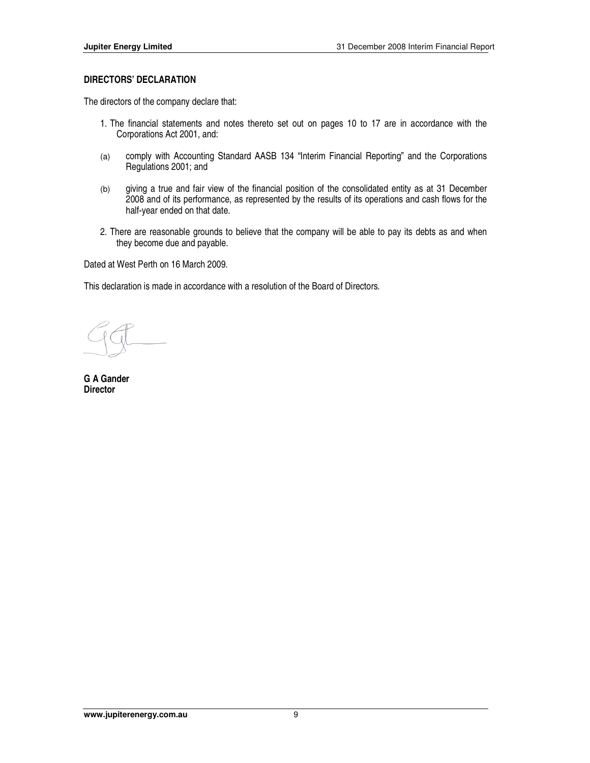## DIRECTORS' DECLARATION

The directors of the company declare that:

1. The financial statements and notes thereto set out on pages 10 to 17 are in accordance with the Corporations Act 2001, and:

   (a) comply with Accounting Standard AASB 134 "Interim Financial Reporting" and the Corporations Regulations 2001; and

   (b) giving a true and fair view of the financial position of the consolidated entity as at 31 December 2008 and of its performance, as represented by the results of its operations and cash flows for the half-year ended on that date.

2. There are reasonable grounds to believe that the company will be able to pay its debts as and when they become due and payable.

Dated at West Perth on 16 March 2009.

This declaration is made in accordance with a resolution of the Board of Directors.

**G A Gander**
**Director**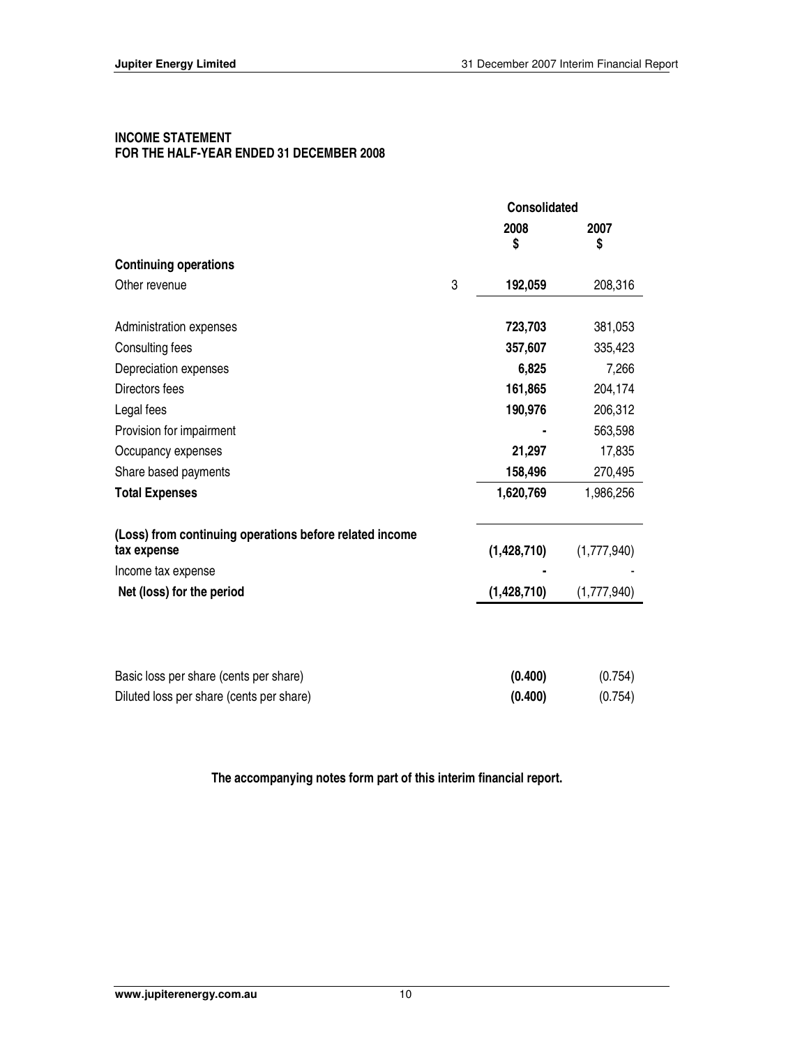**INCOME STATEMENT**
**FOR THE HALF-YEAR ENDED 31 DECEMBER 2008**

| | | Consolidated | |
|---|---|---|---|
| | | **2008** **$** | **2007** **$** |
| **Continuing operations** | | | |
| Other revenue | 3 | **192,059** | 208,316 |
| | | | |
| Administration expenses | | **723,703** | 381,053 |
| Consulting fees | | **357,607** | 335,423 |
| Depreciation expenses | | **6,825** | 7,266 |
| Directors fees | | **161,865** | 204,174 |
| Legal fees | | **190,976** | 206,312 |
| Provision for impairment | | **-** | 563,598 |
| Occupancy expenses | | **21,297** | 17,835 |
| Share based payments | | **158,496** | 270,495 |
| **Total Expenses** | | **1,620,769** | 1,986,256 |
| | | | |
| **(Loss) from continuing operations before related income tax expense** | | **(1,428,710)** | (1,777,940) |
| Income tax expense | | **-** | - |
| **Net (loss) for the period** | | **(1,428,710)** | (1,777,940) |
| | | | |
| Basic loss per share (cents per share) | | **(0.400)** | (0.754) |
| Diluted loss per share (cents per share) | | **(0.400)** | (0.754) |

**The accompanying notes form part of this interim financial report.**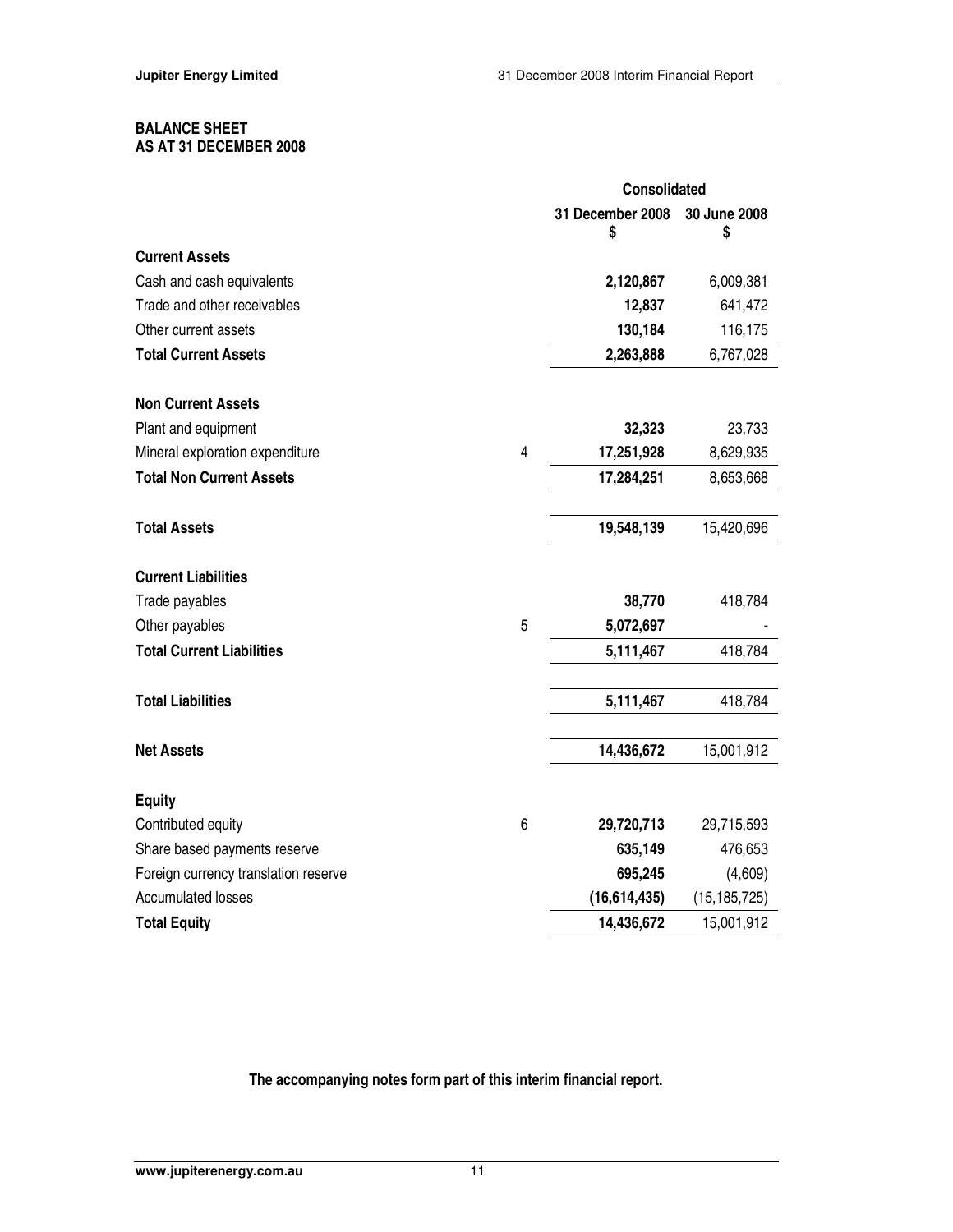**BALANCE SHEET**
**AS AT 31 DECEMBER 2008**

| | Note | Consolidated | |
|---|---|---|---|
| | | **31 December 2008** **$** | **30 June 2008** **$** |
| **Current Assets** | | | |
| Cash and cash equivalents | | **2,120,867** | 6,009,381 |
| Trade and other receivables | | **12,837** | 641,472 |
| Other current assets | | **130,184** | 116,175 |
| **Total Current Assets** | | **2,263,888** | 6,767,028 |
| | | | |
| **Non Current Assets** | | | |
| Plant and equipment | | **32,323** | 23,733 |
| Mineral exploration expenditure | 4 | **17,251,928** | 8,629,935 |
| **Total Non Current Assets** | | **17,284,251** | 8,653,668 |
| | | | |
| **Total Assets** | | **19,548,139** | 15,420,696 |
| | | | |
| **Current Liabilities** | | | |
| Trade payables | | **38,770** | 418,784 |
| Other payables | 5 | **5,072,697** | - |
| **Total Current Liabilities** | | **5,111,467** | 418,784 |
| | | | |
| **Total Liabilities** | | **5,111,467** | 418,784 |
| | | | |
| **Net Assets** | | **14,436,672** | 15,001,912 |
| | | | |
| **Equity** | | | |
| Contributed equity | 6 | **29,720,713** | 29,715,593 |
| Share based payments reserve | | **635,149** | 476,653 |
| Foreign currency translation reserve | | **695,245** | (4,609) |
| Accumulated losses | | **(16,614,435)** | (15,185,725) |
| **Total Equity** | | **14,436,672** | 15,001,912 |

**The accompanying notes form part of this interim financial report.**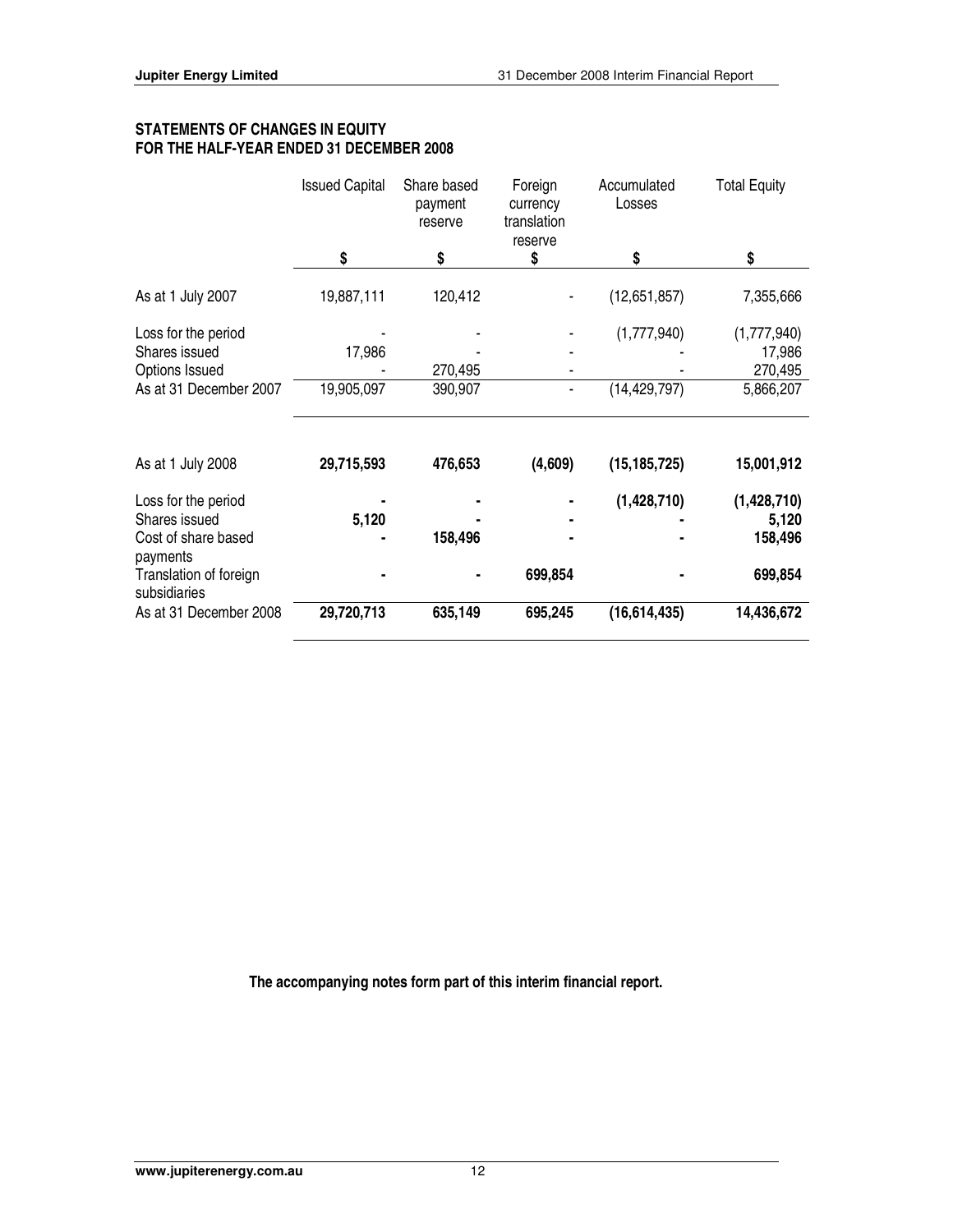## STATEMENTS OF CHANGES IN EQUITY
## FOR THE HALF-YEAR ENDED 31 DECEMBER 2008

| | Issued Capital | Share based payment reserve | Foreign currency translation reserve | Accumulated Losses | Total Equity |
|---|---|---|---|---|---|
| | $ | $ | $ | $ | $ |
| As at 1 July 2007 | 19,887,111 | 120,412 | - | (12,651,857) | 7,355,666 |
| Loss for the period | - | - | - | (1,777,940) | (1,777,940) |
| Shares issued | 17,986 | - | - | - | 17,986 |
| Options Issued | - | 270,495 | - | - | 270,495 |
| As at 31 December 2007 | 19,905,097 | 390,907 | - | (14,429,797) | 5,866,207 |
| | | | | | |
| **As at 1 July 2008** | **29,715,593** | **476,653** | **(4,609)** | **(15,185,725)** | **15,001,912** |
| **Loss for the period** | **-** | **-** | **-** | **(1,428,710)** | **(1,428,710)** |
| **Shares issued** | **5,120** | **-** | **-** | **-** | **5,120** |
| **Cost of share based payments** | **-** | **158,496** | **-** | **-** | **158,496** |
| **Translation of foreign subsidiaries** | **-** | **-** | **699,854** | **-** | **699,854** |
| **As at 31 December 2008** | **29,720,713** | **635,149** | **695,245** | **(16,614,435)** | **14,436,672** |

**The accompanying notes form part of this interim financial report.**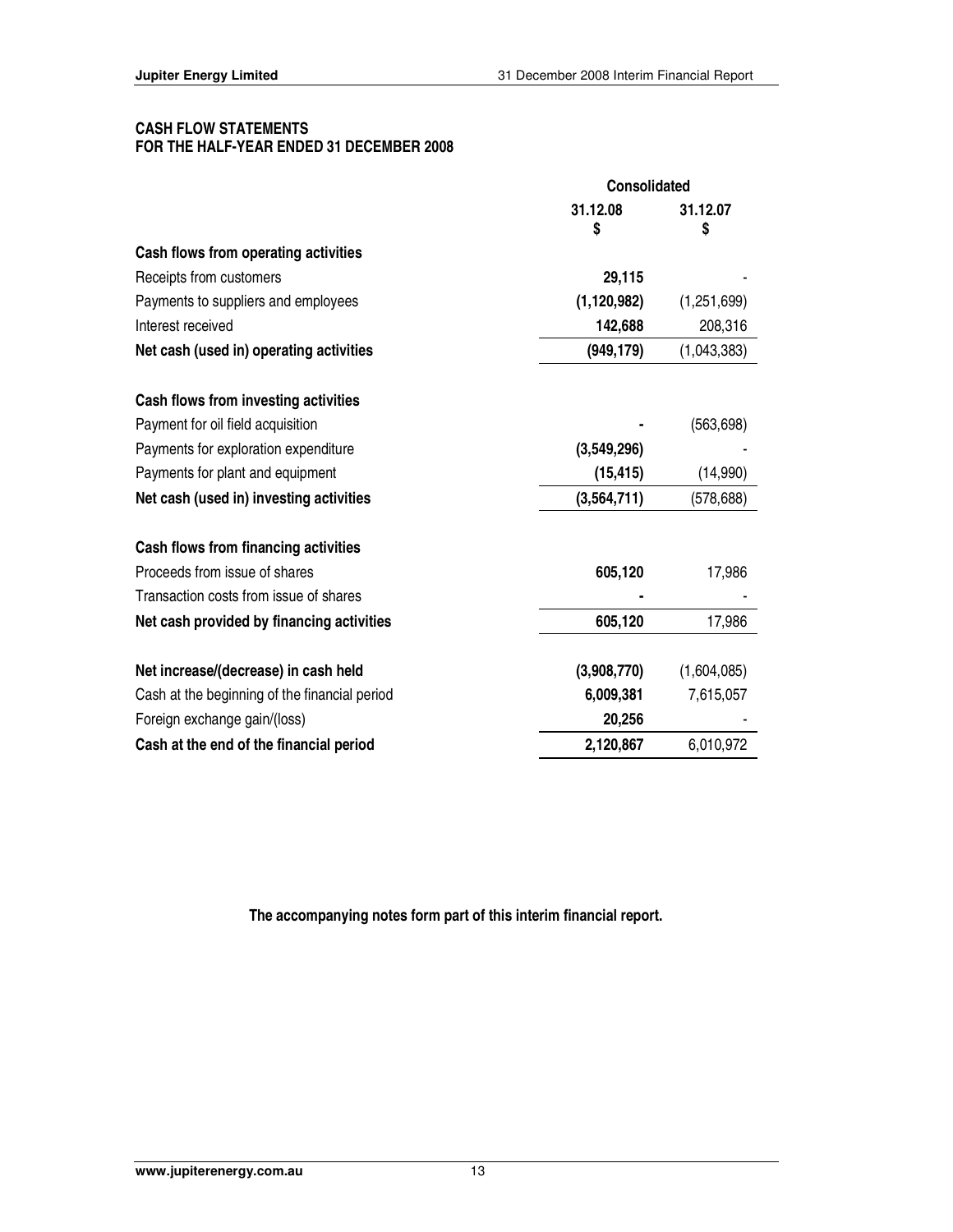## CASH FLOW STATEMENTS
## FOR THE HALF-YEAR ENDED 31 DECEMBER 2008

| | Consolidated | |
|---|---|---|
| | **31.12.08**<br>**$** | **31.12.07**<br>**$** |
| **Cash flows from operating activities** | | |
| Receipts from customers | **29,115** | - |
| Payments to suppliers and employees | **(1,120,982)** | (1,251,699) |
| Interest received | **142,688** | 208,316 |
| **Net cash (used in) operating activities** | **(949,179)** | (1,043,383) |
| | | |
| **Cash flows from investing activities** | | |
| Payment for oil field acquisition | **-** | (563,698) |
| Payments for exploration expenditure | **(3,549,296)** | - |
| Payments for plant and equipment | **(15,415)** | (14,990) |
| **Net cash (used in) investing activities** | **(3,564,711)** | (578,688) |
| | | |
| **Cash flows from financing activities** | | |
| Proceeds from issue of shares | **605,120** | 17,986 |
| Transaction costs from issue of shares | **-** | - |
| **Net cash provided by financing activities** | **605,120** | 17,986 |
| | | |
| **Net increase/(decrease) in cash held** | **(3,908,770)** | (1,604,085) |
| Cash at the beginning of the financial period | **6,009,381** | 7,615,057 |
| Foreign exchange gain/(loss) | **20,256** | - |
| **Cash at the end of the financial period** | **2,120,867** | 6,010,972 |

**The accompanying notes form part of this interim financial report.**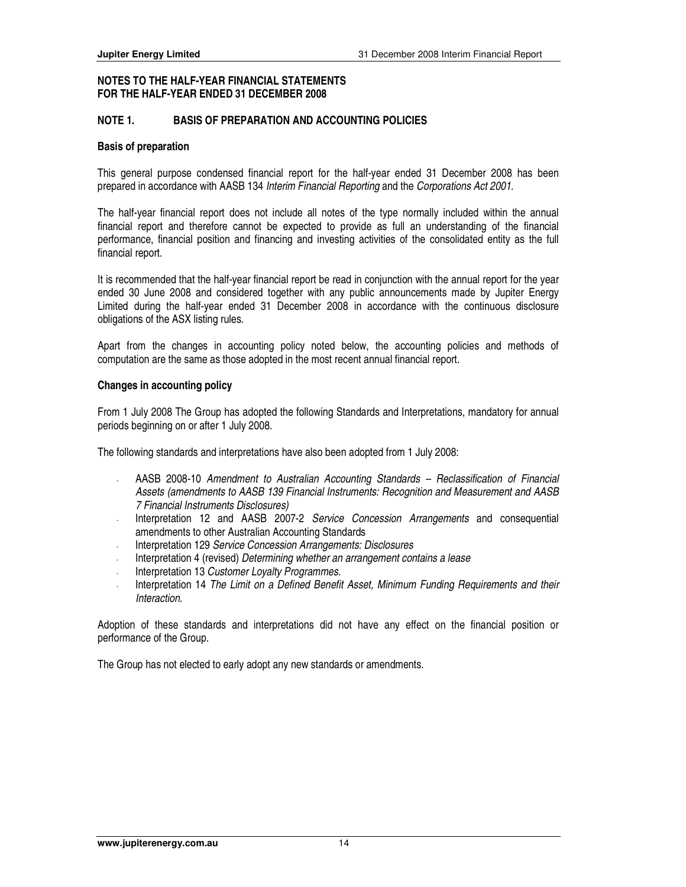## NOTES TO THE HALF-YEAR FINANCIAL STATEMENTS FOR THE HALF-YEAR ENDED 31 DECEMBER 2008

### NOTE 1. BASIS OF PREPARATION AND ACCOUNTING POLICIES

#### Basis of preparation

This general purpose condensed financial report for the half-year ended 31 December 2008 has been prepared in accordance with AASB 134 *Interim Financial Reporting* and the *Corporations Act 2001.*

The half-year financial report does not include all notes of the type normally included within the annual financial report and therefore cannot be expected to provide as full an understanding of the financial performance, financial position and financing and investing activities of the consolidated entity as the full financial report.

It is recommended that the half-year financial report be read in conjunction with the annual report for the year ended 30 June 2008 and considered together with any public announcements made by Jupiter Energy Limited during the half-year ended 31 December 2008 in accordance with the continuous disclosure obligations of the ASX listing rules.

Apart from the changes in accounting policy noted below, the accounting policies and methods of computation are the same as those adopted in the most recent annual financial report.

#### Changes in accounting policy

From 1 July 2008 The Group has adopted the following Standards and Interpretations, mandatory for annual periods beginning on or after 1 July 2008.

The following standards and interpretations have also been adopted from 1 July 2008:

- AASB 2008-10 *Amendment to Australian Accounting Standards – Reclassification of Financial Assets (amendments to AASB 139 Financial Instruments: Recognition and Measurement and AASB 7 Financial Instruments Disclosures)*
- Interpretation 12 and AASB 2007-2 *Service Concession Arrangements* and consequential amendments to other Australian Accounting Standards
- Interpretation 129 *Service Concession Arrangements: Disclosures*
- Interpretation 4 (revised) *Determining whether an arrangement contains a lease*
- Interpretation 13 *Customer Loyalty Programmes.*
- Interpretation 14 *The Limit on a Defined Benefit Asset, Minimum Funding Requirements and their Interaction.*

Adoption of these standards and interpretations did not have any effect on the financial position or performance of the Group.

The Group has not elected to early adopt any new standards or amendments.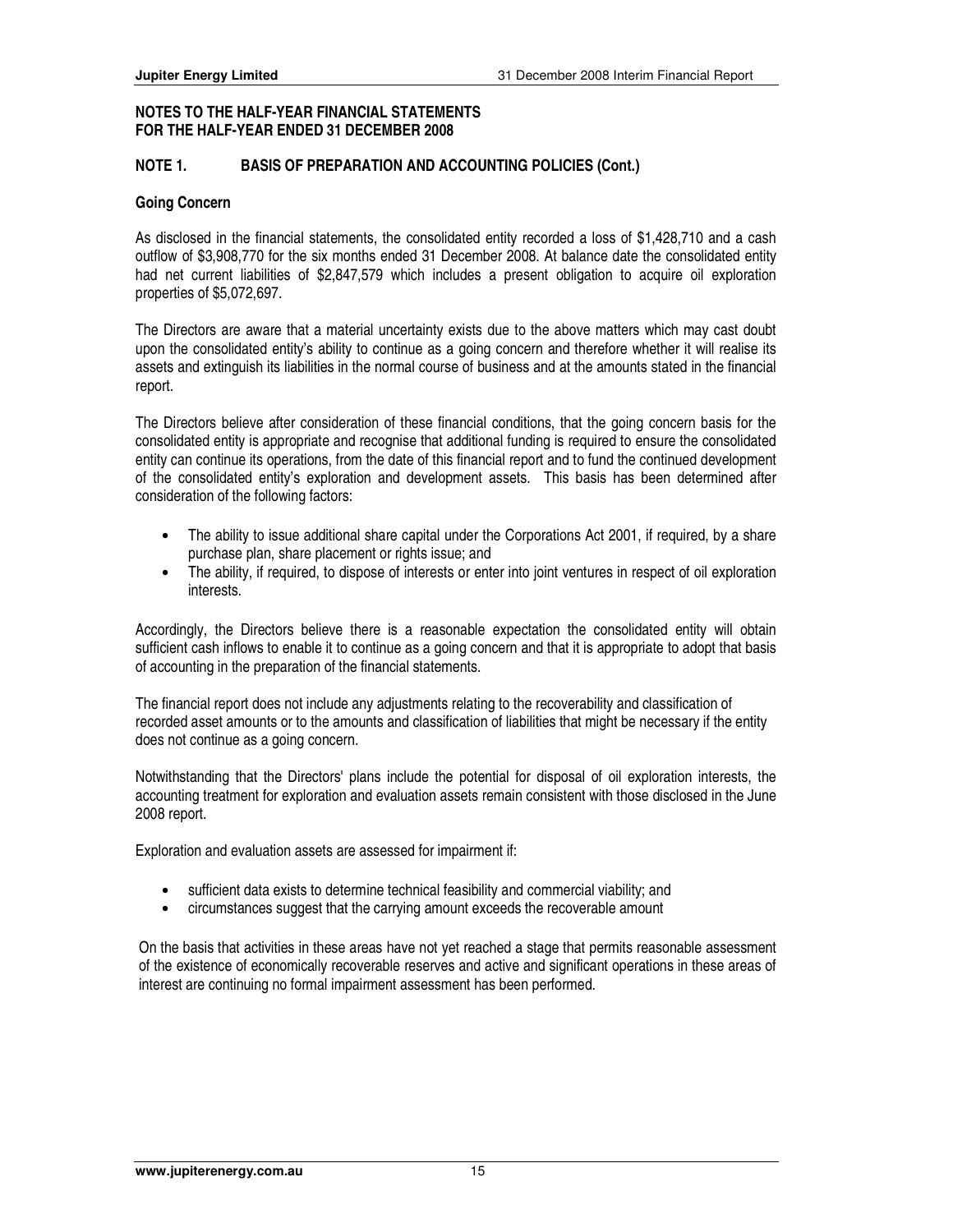## NOTES TO THE HALF-YEAR FINANCIAL STATEMENTS FOR THE HALF-YEAR ENDED 31 DECEMBER 2008

### NOTE 1. BASIS OF PREPARATION AND ACCOUNTING POLICIES (Cont.)

**Going Concern**

As disclosed in the financial statements, the consolidated entity recorded a loss of $1,428,710 and a cash outflow of $3,908,770 for the six months ended 31 December 2008. At balance date the consolidated entity had net current liabilities of $2,847,579 which includes a present obligation to acquire oil exploration properties of $5,072,697.

The Directors are aware that a material uncertainty exists due to the above matters which may cast doubt upon the consolidated entity's ability to continue as a going concern and therefore whether it will realise its assets and extinguish its liabilities in the normal course of business and at the amounts stated in the financial report.

The Directors believe after consideration of these financial conditions, that the going concern basis for the consolidated entity is appropriate and recognise that additional funding is required to ensure the consolidated entity can continue its operations, from the date of this financial report and to fund the continued development of the consolidated entity's exploration and development assets. This basis has been determined after consideration of the following factors:

- The ability to issue additional share capital under the Corporations Act 2001, if required, by a share purchase plan, share placement or rights issue; and
- The ability, if required, to dispose of interests or enter into joint ventures in respect of oil exploration interests.

Accordingly, the Directors believe there is a reasonable expectation the consolidated entity will obtain sufficient cash inflows to enable it to continue as a going concern and that it is appropriate to adopt that basis of accounting in the preparation of the financial statements.

The financial report does not include any adjustments relating to the recoverability and classification of recorded asset amounts or to the amounts and classification of liabilities that might be necessary if the entity does not continue as a going concern.

Notwithstanding that the Directors' plans include the potential for disposal of oil exploration interests, the accounting treatment for exploration and evaluation assets remain consistent with those disclosed in the June 2008 report.

Exploration and evaluation assets are assessed for impairment if:

- sufficient data exists to determine technical feasibility and commercial viability; and
- circumstances suggest that the carrying amount exceeds the recoverable amount

On the basis that activities in these areas have not yet reached a stage that permits reasonable assessment of the existence of economically recoverable reserves and active and significant operations in these areas of interest are continuing no formal impairment assessment has been performed.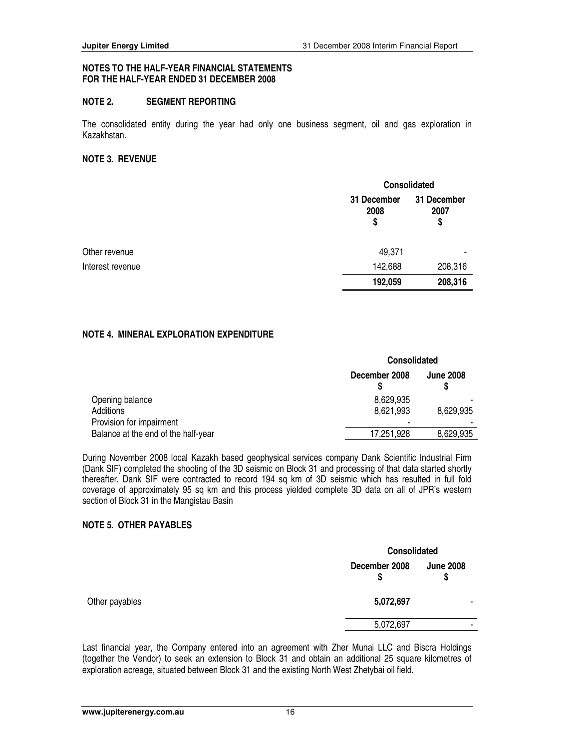**NOTES TO THE HALF-YEAR FINANCIAL STATEMENTS**
**FOR THE HALF-YEAR ENDED 31 DECEMBER 2008**

## NOTE 2. SEGMENT REPORTING

The consolidated entity during the year had only one business segment, oil and gas exploration in Kazakhstan.

## NOTE 3. REVENUE

| | Consolidated | |
|---|---|---|
| | 31 December 2008 $ | 31 December 2007 $ |
| Other revenue | 49,371 | - |
| Interest revenue | 142,688 | 208,316 |
| | **192,059** | **208,316** |

## NOTE 4. MINERAL EXPLORATION EXPENDITURE

| | Consolidated | |
|---|---|---|
| | December 2008 $ | June 2008 $ |
| Opening balance | 8,629,935 | - |
| Additions | 8,621,993 | 8,629,935 |
| Provision for impairment | - | - |
| Balance at the end of the half-year | 17,251,928 | 8,629,935 |

During November 2008 local Kazakh based geophysical services company Dank Scientific Industrial Firm (Dank SIF) completed the shooting of the 3D seismic on Block 31 and processing of that data started shortly thereafter. Dank SIF were contracted to record 194 sq km of 3D seismic which has resulted in full fold coverage of approximately 95 sq km and this process yielded complete 3D data on all of JPR's western section of Block 31 in the Mangistau Basin

## NOTE 5. OTHER PAYABLES

| | Consolidated | |
|---|---|---|
| | December 2008 $ | June 2008 $ |
| Other payables | **5,072,697** | - |
| | 5,072,697 | - |

Last financial year, the Company entered into an agreement with Zher Munai LLC and Biscra Holdings (together the Vendor) to seek an extension to Block 31 and obtain an additional 25 square kilometres of exploration acreage, situated between Block 31 and the existing North West Zhetybai oil field.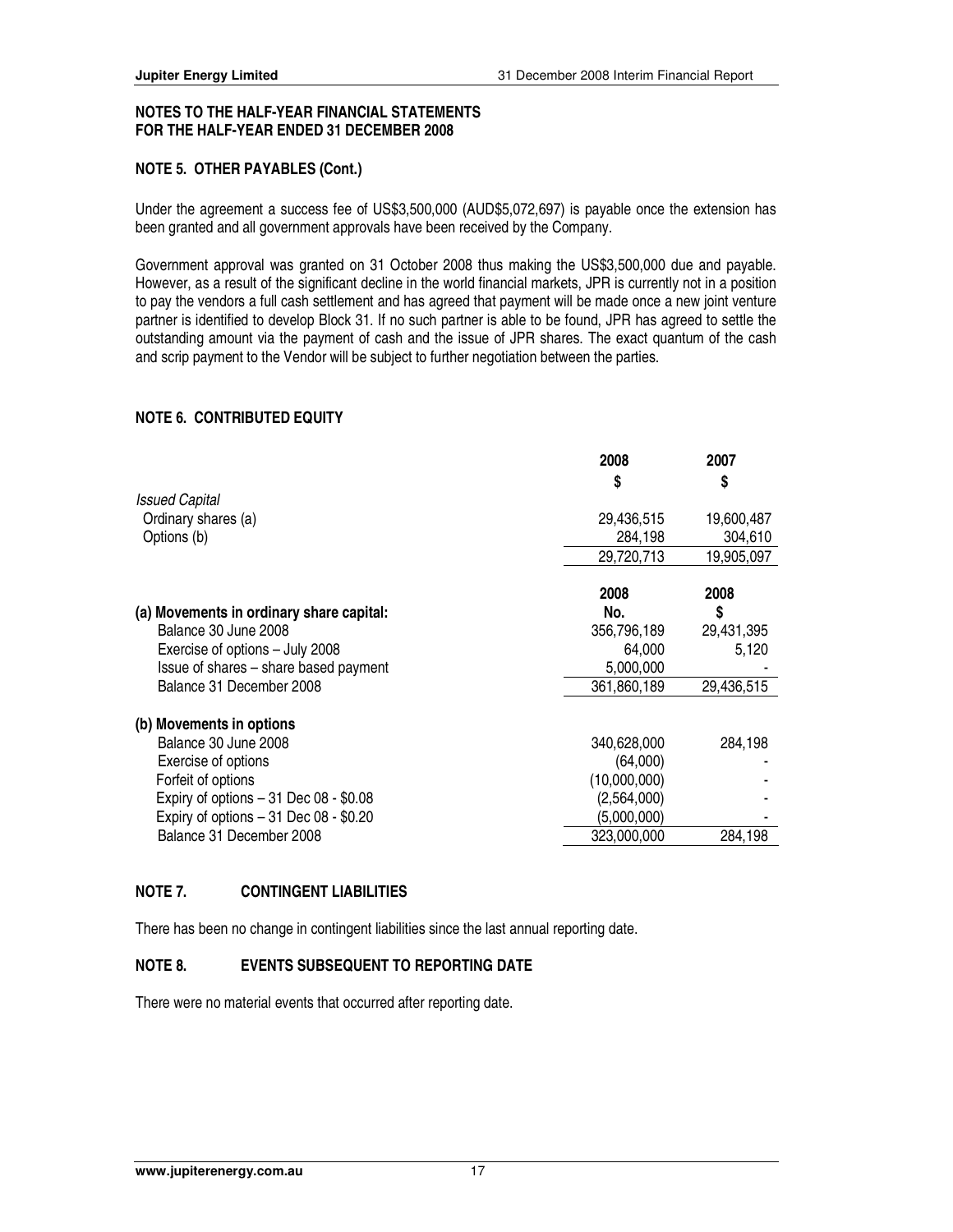**NOTES TO THE HALF-YEAR FINANCIAL STATEMENTS**
**FOR THE HALF-YEAR ENDED 31 DECEMBER 2008**

## NOTE 5. OTHER PAYABLES (Cont.)

Under the agreement a success fee of US$3,500,000 (AUD$5,072,697) is payable once the extension has been granted and all government approvals have been received by the Company.

Government approval was granted on 31 October 2008 thus making the US$3,500,000 due and payable. However, as a result of the significant decline in the world financial markets, JPR is currently not in a position to pay the vendors a full cash settlement and has agreed that payment will be made once a new joint venture partner is identified to develop Block 31. If no such partner is able to be found, JPR has agreed to settle the outstanding amount via the payment of cash and the issue of JPR shares. The exact quantum of the cash and scrip payment to the Vendor will be subject to further negotiation between the parties.

## NOTE 6. CONTRIBUTED EQUITY

| | 2008 | 2007 |
|---|---|---|
| | $ | $ |
| *Issued Capital* | | |
| Ordinary shares (a) | 29,436,515 | 19,600,487 |
| Options (b) | 284,198 | 304,610 |
| | 29,720,713 | 19,905,097 |

| | 2008 | 2008 |
|---|---|---|
| **(a) Movements in ordinary share capital:** | No. | $ |
| Balance 30 June 2008 | 356,796,189 | 29,431,395 |
| Exercise of options – July 2008 | 64,000 | 5,120 |
| Issue of shares – share based payment | 5,000,000 | - |
| Balance 31 December 2008 | 361,860,189 | 29,436,515 |
| **(b) Movements in options** | | |
| Balance 30 June 2008 | 340,628,000 | 284,198 |
| Exercise of options | (64,000) | - |
| Forfeit of options | (10,000,000) | - |
| Expiry of options – 31 Dec 08 - $0.08 | (2,564,000) | - |
| Expiry of options – 31 Dec 08 - $0.20 | (5,000,000) | - |
| Balance 31 December 2008 | 323,000,000 | 284,198 |

## NOTE 7. CONTINGENT LIABILITIES

There has been no change in contingent liabilities since the last annual reporting date.

## NOTE 8. EVENTS SUBSEQUENT TO REPORTING DATE

There were no material events that occurred after reporting date.